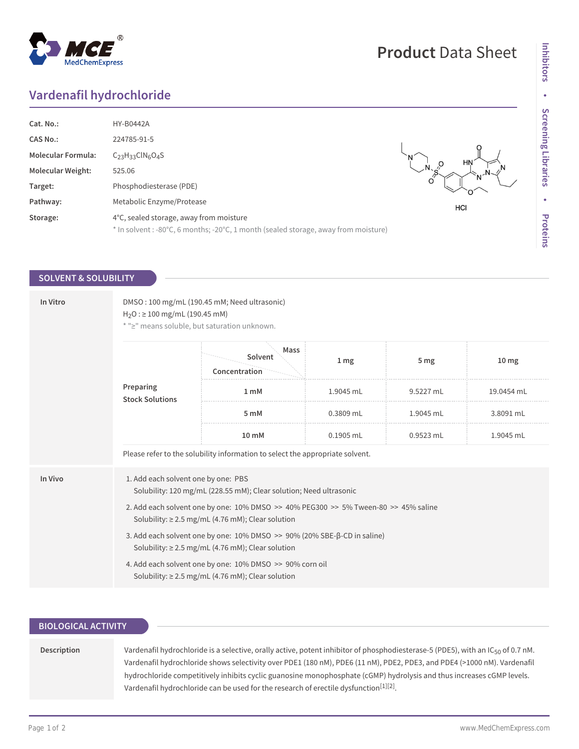# Vardenafil hydrochloride

| | |
|---|---|
| **Cat. No.:** | HY-B0442A |
| **CAS No.:** | 224785-91-5 |
| **Molecular Formula:** | $C_{23}H_{33}ClN_6O_4S$ |
| **Molecular Weight:** | 525.06 |
| **Target:** | Phosphodiesterase (PDE) |
| **Pathway:** | Metabolic Enzyme/Protease |
| **Storage:** | 4°C, sealed storage, away from moisture<br>* In solvent : -80°C, 6 months; -20°C, 1 month (sealed storage, away from moisture) |

HCl

## SOLVENT & SOLUBILITY

### In Vitro

DMSO : 100 mg/mL (190.45 mM; Need ultrasonic)
$H_2O$ : ≥ 100 mg/mL (190.45 mM)
* "≥" means soluble, but saturation unknown.

**Preparing Stock Solutions**

| Concentration / Solvent / Mass | 1 mg | 5 mg | 10 mg |
|---|---|---|---|
| 1 mM | 1.9045 mL | 9.5227 mL | 19.0454 mL |
| 5 mM | 0.3809 mL | 1.9045 mL | 3.8091 mL |
| 10 mM | 0.1905 mL | 0.9523 mL | 1.9045 mL |

Please refer to the solubility information to select the appropriate solvent.

### In Vivo

1. Add each solvent one by one: PBS
   Solubility: 120 mg/mL (228.55 mM); Clear solution; Need ultrasonic
2. Add each solvent one by one: 10% DMSO >> 40% PEG300 >> 5% Tween-80 >> 45% saline
   Solubility: ≥ 2.5 mg/mL (4.76 mM); Clear solution
3. Add each solvent one by one: 10% DMSO >> 90% (20% SBE-β-CD in saline)
   Solubility: ≥ 2.5 mg/mL (4.76 mM); Clear solution
4. Add each solvent one by one: 10% DMSO >> 90% corn oil
   Solubility: ≥ 2.5 mg/mL (4.76 mM); Clear solution

## BIOLOGICAL ACTIVITY

**Description**

Vardenafil hydrochloride is a selective, orally active, potent inhibitor of phosphodiesterase-5 (PDE5), with an $IC_{50}$ of 0.7 nM. Vardenafil hydrochloride shows selectivity over PDE1 (180 nM), PDE6 (11 nM), PDE2, PDE3, and PDE4 (>1000 nM). Vardenafil hydrochloride competitively inhibits cyclic guanosine monophosphate (cGMP) hydrolysis and thus increases cGMP levels. Vardenafil hydrochloride can be used for the research of erectile dysfunction[1][2].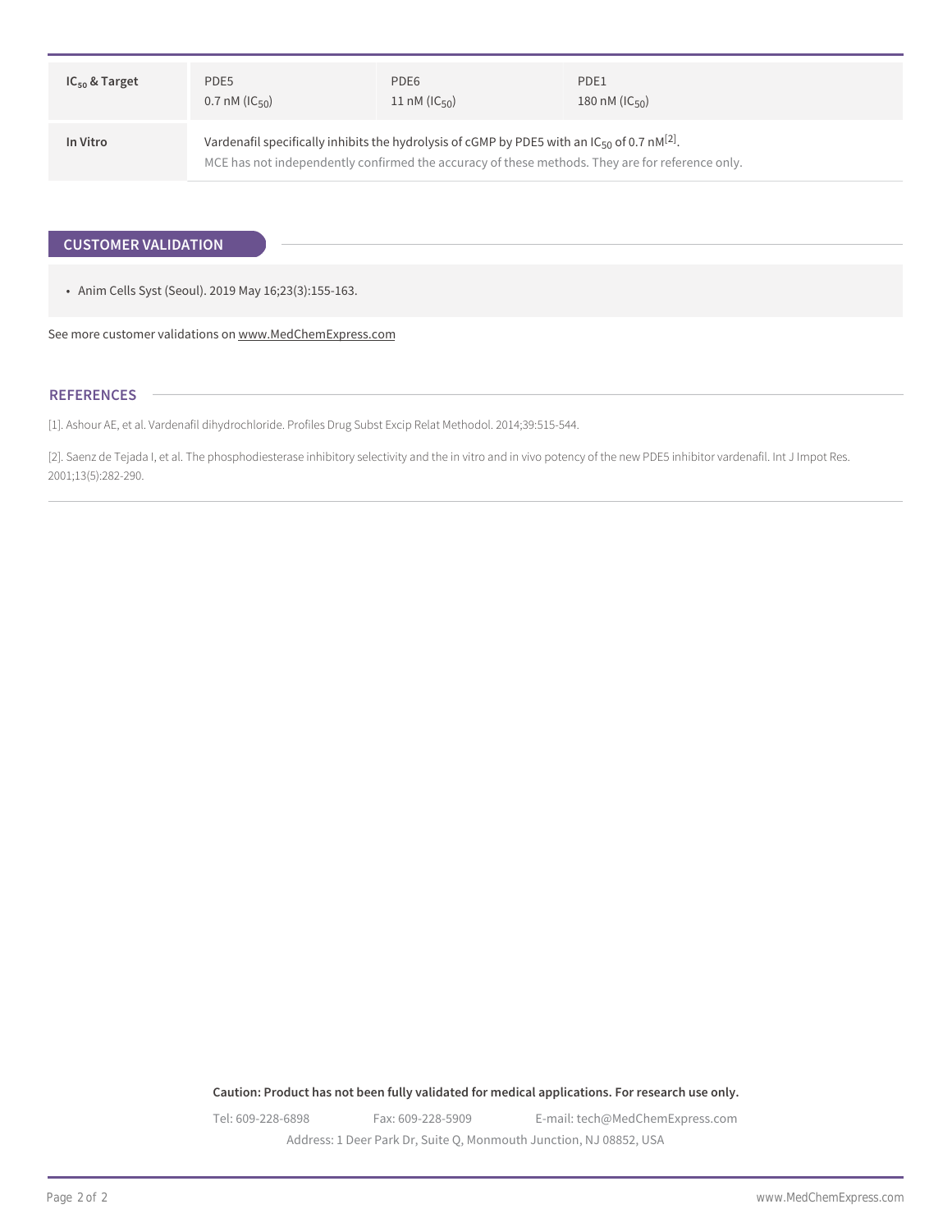| | | | |
|---|---|---|---|
| **$IC_{50}$ & Target** | PDE5<br>0.7 nM ($IC_{50}$) | PDE6<br>11 nM ($IC_{50}$) | PDE1<br>180 nM ($IC_{50}$) |
| **In Vitro** | Vardenafil specifically inhibits the hydrolysis of cGMP by PDE5 with an $IC_{50}$ of 0.7 nM[2].<br>MCE has not independently confirmed the accuracy of these methods. They are for reference only. | | |

## CUSTOMER VALIDATION

- Anim Cells Syst (Seoul). 2019 May 16;23(3):155-163.

See more customer validations on www.MedChemExpress.com

## REFERENCES

[1]. Ashour AE, et al. Vardenafil dihydrochloride. Profiles Drug Subst Excip Relat Methodol. 2014;39:515-544.

[2]. Saenz de Tejada I, et al. The phosphodiesterase inhibitory selectivity and the in vitro and in vivo potency of the new PDE5 inhibitor vardenafil. Int J Impot Res. 2001;13(5):282-290.

**Caution: Product has not been fully validated for medical applications. For research use only.**

Tel: 609-228-6898 Fax: 609-228-5909 E-mail: tech@MedChemExpress.com

Address: 1 Deer Park Dr, Suite Q, Monmouth Junction, NJ 08852, USA